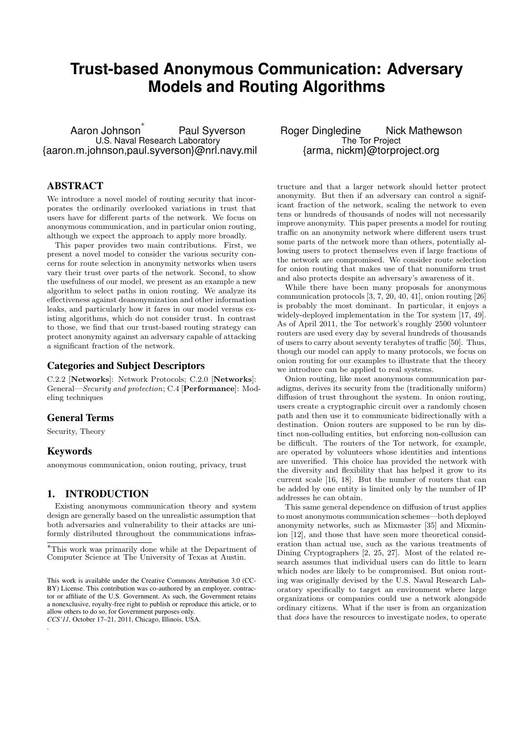# Trust-based Anonymous Communication: Adversary Models and Routing Algorithms

Aaron Johnson[*] Paul Syverson
U.S. Naval Research Laboratory
{aaron.m.johnson,paul.syverson}@nrl.navy.mil

Roger Dingledine Nick Mathewson
The Tor Project
{arma, nickm}@torproject.org

## ABSTRACT

We introduce a novel model of routing security that incorporates the ordinarily overlooked variations in trust that users have for different parts of the network. We focus on anonymous communication, and in particular onion routing, although we expect the approach to apply more broadly.

This paper provides two main contributions. First, we present a novel model to consider the various security concerns for route selection in anonymity networks when users vary their trust over parts of the network. Second, to show the usefulness of our model, we present as an example a new algorithm to select paths in onion routing. We analyze its effectiveness against deanonymization and other information leaks, and particularly how it fares in our model versus existing algorithms, which do not consider trust. In contrast to those, we find that our trust-based routing strategy can protect anonymity against an adversary capable of attacking a significant fraction of the network.

### Categories and Subject Descriptors

C.2.2 [**Networks**]: Network Protocols; C.2.0 [**Networks**]: General—*Security and protection*; C.4 [**Performance**]: Modeling techniques

### General Terms

Security, Theory

### Keywords

anonymous communication, onion routing, privacy, trust

## 1. INTRODUCTION

Existing anonymous communication theory and system design are generally based on the unrealistic assumption that both adversaries and vulnerability to their attacks are uniformly distributed throughout the communications infrastructure and that a larger network should better protect anonymity. But then if an adversary can control a significant fraction of the network, scaling the network to even tens or hundreds of thousands of nodes will not necessarily improve anonymity. This paper presents a model for routing traffic on an anonymity network where different users trust some parts of the network more than others, potentially allowing users to protect themselves even if large fractions of the network are compromised. We consider route selection for onion routing that makes use of that nonuniform trust and also protects despite an adversary's awareness of it.

While there have been many proposals for anonymous communication protocols [3, 7, 20, 40, 41], onion routing [26] is probably the most dominant. In particular, it enjoys a widely-deployed implementation in the Tor system [17, 49]. As of April 2011, the Tor network's roughly 2500 volunteer routers are used every day by several hundreds of thousands of users to carry about seventy terabytes of traffic [50]. Thus, though our model can apply to many protocols, we focus on onion routing for our examples to illustrate that the theory we introduce can be applied to real systems.

Onion routing, like most anonymous communication paradigms, derives its security from the (traditionally uniform) diffusion of trust throughout the system. In onion routing, users create a cryptographic circuit over a randomly chosen path and then use it to communicate bidirectionally with a destination. Onion routers are supposed to be run by distinct non-colluding entities, but enforcing non-collusion can be difficult. The routers of the Tor network, for example, are operated by volunteers whose identities and intentions are unverified. This choice has provided the network with the diversity and flexibility that has helped it grow to its current scale [16, 18]. But the number of routers that can be added by one entity is limited only by the number of IP addresses he can obtain.

This same general dependence on diffusion of trust applies to most anonymous communication schemes—both deployed anonymity networks, such as Mixmaster [35] and Mixminion [12], and those that have seen more theoretical consideration than actual use, such as the various treatments of Dining Cryptographers [2, 25, 27]. Most of the related research assumes that individual users can do little to learn which nodes are likely to be compromised. But onion routing was originally devised by the U.S. Naval Research Laboratory specifically to target an environment where large organizations or companies could use a network alongside ordinary citizens. What if the user is from an organization that *does* have the resources to investigate nodes, to operate

[*]This work was primarily done while at the Department of Computer Science at The University of Texas at Austin.

This work is available under the Creative Commons Attribution 3.0 (CC-BY) License. This contribution was co-authored by an employee, contractor or affiliate of the U.S. Government. As such, the Government retains a nonexclusive, royalty-free right to publish or reproduce this article, or to allow others to do so, for Government purposes only.
*CCS'11,* October 17–21, 2011, Chicago, Illinois, USA.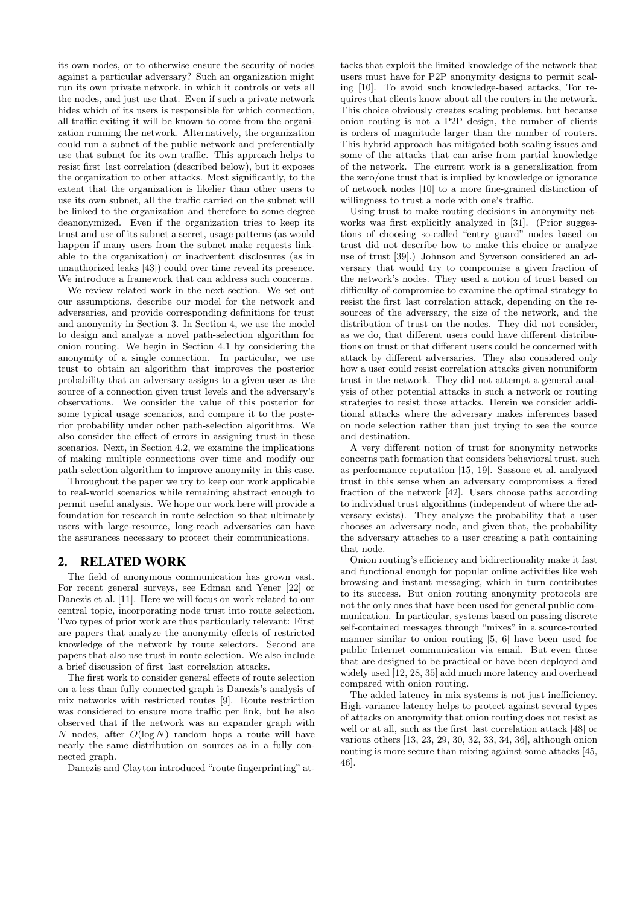its own nodes, or to otherwise ensure the security of nodes against a particular adversary? Such an organization might run its own private network, in which it controls or vets all the nodes, and just use that. Even if such a private network hides which of its users is responsible for which connection, all traffic exiting it will be known to come from the organization running the network. Alternatively, the organization could run a subnet of the public network and preferentially use that subnet for its own traffic. This approach helps to resist first–last correlation (described below), but it exposes the organization to other attacks. Most significantly, to the extent that the organization is likelier than other users to use its own subnet, all the traffic carried on the subnet will be linked to the organization and therefore to some degree deanonymized. Even if the organization tries to keep its trust and use of its subnet a secret, usage patterns (as would happen if many users from the subnet make requests linkable to the organization) or inadvertent disclosures (as in unauthorized leaks [43]) could over time reveal its presence. We introduce a framework that can address such concerns.

We review related work in the next section. We set out our assumptions, describe our model for the network and adversaries, and provide corresponding definitions for trust and anonymity in Section 3. In Section 4, we use the model to design and analyze a novel path-selection algorithm for onion routing. We begin in Section 4.1 by considering the anonymity of a single connection. In particular, we use trust to obtain an algorithm that improves the posterior probability that an adversary assigns to a given user as the source of a connection given trust levels and the adversary's observations. We consider the value of this posterior for some typical usage scenarios, and compare it to the posterior probability under other path-selection algorithms. We also consider the effect of errors in assigning trust in these scenarios. Next, in Section 4.2, we examine the implications of making multiple connections over time and modify our path-selection algorithm to improve anonymity in this case.

Throughout the paper we try to keep our work applicable to real-world scenarios while remaining abstract enough to permit useful analysis. We hope our work here will provide a foundation for research in route selection so that ultimately users with large-resource, long-reach adversaries can have the assurances necessary to protect their communications.

## 2. RELATED WORK

The field of anonymous communication has grown vast. For recent general surveys, see Edman and Yener [22] or Danezis et al. [11]. Here we will focus on work related to our central topic, incorporating node trust into route selection. Two types of prior work are thus particularly relevant: First are papers that analyze the anonymity effects of restricted knowledge of the network by route selectors. Second are papers that also use trust in route selection. We also include a brief discussion of first–last correlation attacks.

The first work to consider general effects of route selection on a less than fully connected graph is Danezis's analysis of mix networks with restricted routes [9]. Route restriction was considered to ensure more traffic per link, but he also observed that if the network was an expander graph with $N$ nodes, after $O(\log N)$ random hops a route will have nearly the same distribution on sources as in a fully connected graph.

Danezis and Clayton introduced "route fingerprinting" attacks that exploit the limited knowledge of the network that users must have for P2P anonymity designs to permit scaling [10]. To avoid such knowledge-based attacks, Tor requires that clients know about all the routers in the network. This choice obviously creates scaling problems, but because onion routing is not a P2P design, the number of clients is orders of magnitude larger than the number of routers. This hybrid approach has mitigated both scaling issues and some of the attacks that can arise from partial knowledge of the network. The current work is a generalization from the zero/one trust that is implied by knowledge or ignorance of network nodes [10] to a more fine-grained distinction of willingness to trust a node with one's traffic.

Using trust to make routing decisions in anonymity networks was first explicitly analyzed in [31]. (Prior suggestions of choosing so-called "entry guard" nodes based on trust did not describe how to make this choice or analyze use of trust [39].) Johnson and Syverson considered an adversary that would try to compromise a given fraction of the network's nodes. They used a notion of trust based on difficulty-of-compromise to examine the optimal strategy to resist the first–last correlation attack, depending on the resources of the adversary, the size of the network, and the distribution of trust on the nodes. They did not consider, as we do, that different users could have different distributions on trust or that different users could be concerned with attack by different adversaries. They also considered only how a user could resist correlation attacks given nonuniform trust in the network. They did not attempt a general analysis of other potential attacks in such a network or routing strategies to resist those attacks. Herein we consider additional attacks where the adversary makes inferences based on node selection rather than just trying to see the source and destination.

A very different notion of trust for anonymity networks concerns path formation that considers behavioral trust, such as performance reputation [15, 19]. Sassone et al. analyzed trust in this sense when an adversary compromises a fixed fraction of the network [42]. Users choose paths according to individual trust algorithms (independent of where the adversary exists). They analyze the probability that a user chooses an adversary node, and given that, the probability the adversary attaches to a user creating a path containing that node.

Onion routing's efficiency and bidirectionality make it fast and functional enough for popular online activities like web browsing and instant messaging, which in turn contributes to its success. But onion routing anonymity protocols are not the only ones that have been used for general public communication. In particular, systems based on passing discrete self-contained messages through "mixes" in a source-routed manner similar to onion routing [5, 6] have been used for public Internet communication via email. But even those that are designed to be practical or have been deployed and widely used [12, 28, 35] add much more latency and overhead compared with onion routing.

The added latency in mix systems is not just inefficiency. High-variance latency helps to protect against several types of attacks on anonymity that onion routing does not resist as well or at all, such as the first–last correlation attack [48] or various others [13, 23, 29, 30, 32, 33, 34, 36], although onion routing is more secure than mixing against some attacks [45, 46].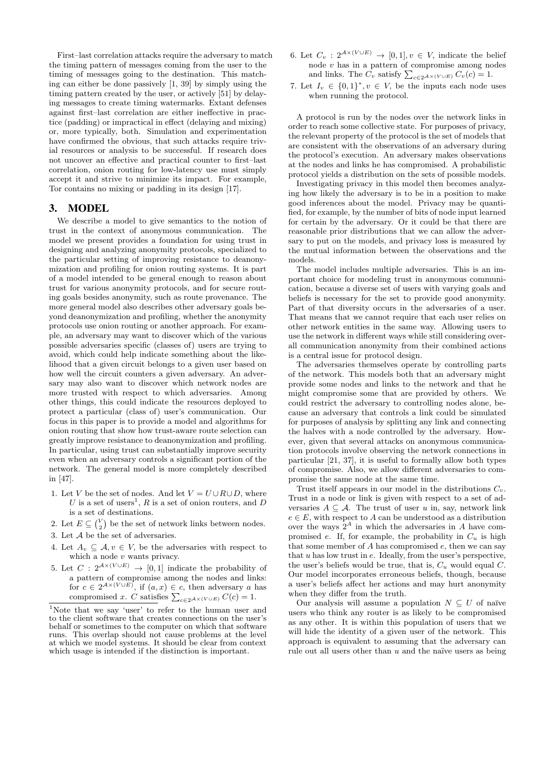First–last correlation attacks require the adversary to match the timing pattern of messages coming from the user to the timing of messages going to the destination. This matching can either be done passively [1, 39] by simply using the timing pattern created by the user, or actively [51] by delaying messages to create timing watermarks. Extant defenses against first–last correlation are either ineffective in practice (padding) or impractical in effect (delaying and mixing) or, more typically, both. Simulation and experimentation have confirmed the obvious, that such attacks require trivial resources or analysis to be successful. If research does not uncover an effective and practical counter to first–last correlation, onion routing for low-latency use must simply accept it and strive to minimize its impact. For example, Tor contains no mixing or padding in its design [17].

## 3. MODEL

We describe a model to give semantics to the notion of trust in the context of anonymous communication. The model we present provides a foundation for using trust in designing and analyzing anonymity protocols, specialized to the particular setting of improving resistance to deanonymization and profiling for onion routing systems. It is part of a model intended to be general enough to reason about trust for various anonymity protocols, and for secure routing goals besides anonymity, such as route provenance. The more general model also describes other adversary goals beyond deanonymization and profiling, whether the anonymity protocols use onion routing or another approach. For example, an adversary may want to discover which of the various possible adversaries specific (classes of) users are trying to avoid, which could help indicate something about the likelihood that a given circuit belongs to a given user based on how well the circuit counters a given adversary. An adversary may also want to discover which network nodes are more trusted with respect to which adversaries. Among other things, this could indicate the resources deployed to protect a particular (class of) user's communication. Our focus in this paper is to provide a model and algorithms for onion routing that show how trust-aware route selection can greatly improve resistance to deanonymization and profiling. In particular, using trust can substantially improve security even when an adversary controls a significant portion of the network. The general model is more completely described in [47].

1. Let $V$ be the set of nodes. And let $V = U \cup R \cup D$, where $U$ is a set of users[1], $R$ is a set of onion routers, and $D$ is a set of destinations.
2. Let $E \subseteq \binom{V}{2}$ be the set of network links between nodes.
3. Let $\mathcal{A}$ be the set of adversaries.
4. Let $A_v \subseteq \mathcal{A}, v \in V$, be the adversaries with respect to which a node $v$ wants privacy.
5. Let $C : 2^{\mathcal{A}\times(V\cup E)} \rightarrow [0, 1]$ indicate the probability of a pattern of compromise among the nodes and links: for $c \in 2^{\mathcal{A}\times(V\cup E)}$, if $(a, x) \in c$, then adversary $a$ has compromised $x$. $C$ satisfies $\sum_{c\in 2^{\mathcal{A}\times(V\cup E)}} C(c) = 1$.
6. Let $C_v : 2^{\mathcal{A}\times(V\cup E)} \rightarrow [0, 1], v \in V$, indicate the belief node $v$ has in a pattern of compromise among nodes and links. The $C_v$ satisfy $\sum_{c\in 2^{\mathcal{A}\times(V\cup E)}} C_v(c) = 1$.
7. Let $I_v \in \{0, 1\}^*, v \in V$, be the inputs each node uses when running the protocol.

[1] Note that we say 'user' to refer to the human user and to the client software that creates connections on the user's behalf or sometimes to the computer on which that software runs. This overlap should not cause problems at the level at which we model systems. It should be clear from context which usage is intended if the distinction is important.

A protocol is run by the nodes over the network links in order to reach some collective state. For purposes of privacy, the relevant property of the protocol is the set of models that are consistent with the observations of an adversary during the protocol's execution. An adversary makes observations at the nodes and links he has compromised. A probabilistic protocol yields a distribution on the sets of possible models.

Investigating privacy in this model then becomes analyzing how likely the adversary is to be in a position to make good inferences about the model. Privacy may be quantified, for example, by the number of bits of node input learned for certain by the adversary. Or it could be that there are reasonable prior distributions that we can allow the adversary to put on the models, and privacy loss is measured by the mutual information between the observations and the models.

The model includes multiple adversaries. This is an important choice for modeling trust in anonymous communication, because a diverse set of users with varying goals and beliefs is necessary for the set to provide good anonymity. Part of that diversity occurs in the adversaries of a user. That means that we cannot require that each user relies on other network entities in the same way. Allowing users to use the network in different ways while still considering overall communication anonymity from their combined actions is a central issue for protocol design.

The adversaries themselves operate by controlling parts of the network. This models both that an adversary might provide some nodes and links to the network and that he might compromise some that are provided by others. We could restrict the adversary to controlling nodes alone, because an adversary that controls a link could be simulated for purposes of analysis by splitting any link and connecting the halves with a node controlled by the adversary. However, given that several attacks on anonymous communication protocols involve observing the network connections in particular [21, 37], it is useful to formally allow both types of compromise. Also, we allow different adversaries to compromise the same node at the same time.

Trust itself appears in our model in the distributions $C_v$. Trust in a node or link is given with respect to a set of adversaries $A \subseteq \mathcal{A}$. The trust of user $u$ in, say, network link $e \in E$, with respect to $A$ can be understood as a distribution over the ways $2^A$ in which the adversaries in $A$ have compromised $e$. If, for example, the probability in $C_u$ is high that some member of $A$ has compromised $e$, then we can say that $u$ has low trust in $e$. Ideally, from the user's perspective, the user's beliefs would be true, that is, $C_u$ would equal $C$. Our model incorporates erroneous beliefs, though, because a user's beliefs affect her actions and may hurt anonymity when they differ from the truth.

Our analysis will assume a population $N \subseteq U$ of naïve users who think any router is as likely to be compromised as any other. It is within this population of users that we will hide the identity of a given user of the network. This approach is equivalent to assuming that the adversary can rule out all users other than $u$ and the naïve users as being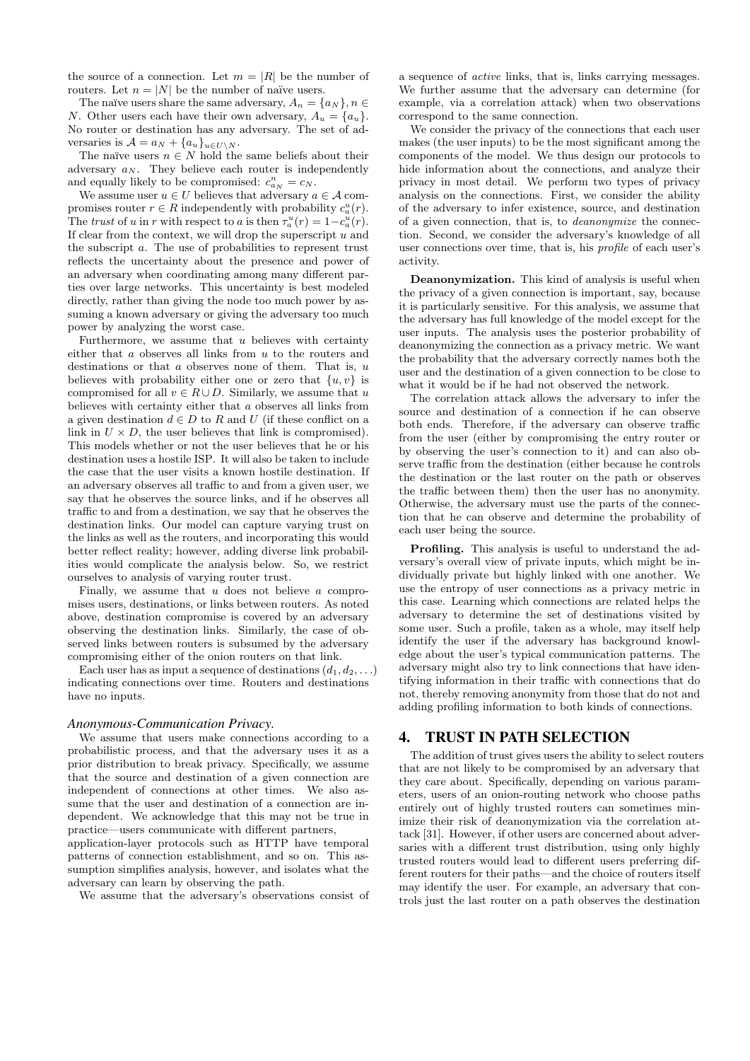the source of a connection. Let $m = |R|$ be the number of routers. Let $n = |N|$ be the number of naïve users.

The naïve users share the same adversary, $A_n = \{a_N\}, n \in N$. Other users each have their own adversary, $A_u = \{a_u\}$. No router or destination has any adversary. The set of adversaries is $\mathcal{A} = a_N + \{a_u\}_{u \in U \setminus N}$.

The naïve users $n \in N$ hold the same beliefs about their adversary $a_N$. They believe each router is independently and equally likely to be compromised: $c^n_{a_N} = c_N$.

We assume user $u \in U$ believes that adversary $a \in \mathcal{A}$ compromises router $r \in R$ independently with probability $c^u_a(r)$. The *trust* of $u$ in $r$ with respect to $a$ is then $\tau^u_a(r) = 1 - c^u_a(r)$. If clear from the context, we will drop the superscript $u$ and the subscript $a$. The use of probabilities to represent trust reflects the uncertainty about the presence and power of an adversary when coordinating among many different parties over large networks. This uncertainty is best modeled directly, rather than giving the node too much power by assuming a known adversary or giving the adversary too much power by analyzing the worst case.

Furthermore, we assume that $u$ believes with certainty either that $a$ observes all links from $u$ to the routers and destinations or that $a$ observes none of them. That is, $u$ believes with probability either one or zero that $\{u, v\}$ is compromised for all $v \in R \cup D$. Similarly, we assume that $u$ believes with certainty either that $a$ observes all links from a given destination $d \in D$ to $R$ and $U$ (if these conflict on a link in $U \times D$, the user believes that link is compromised). This models whether or not the user believes that he or his destination uses a hostile ISP. It will also be taken to include the case that the user visits a known hostile destination. If an adversary observes all traffic to and from a given user, we say that he observes the source links, and if he observes all traffic to and from a destination, we say that he observes the destination links. Our model can capture varying trust on the links as well as the routers, and incorporating this would better reflect reality; however, adding diverse link probabilities would complicate the analysis below. So, we restrict ourselves to analysis of varying router trust.

Finally, we assume that $u$ does not believe $a$ compromises users, destinations, or links between routers. As noted above, destination compromise is covered by an adversary observing the destination links. Similarly, the case of observed links between routers is subsumed by the adversary compromising either of the onion routers on that link.

Each user has as input a sequence of destinations $(d_1, d_2, \ldots)$ indicating connections over time. Routers and destinations have no inputs.

### *Anonymous-Communication Privacy.*

We assume that users make connections according to a probabilistic process, and that the adversary uses it as a prior distribution to break privacy. Specifically, we assume that the source and destination of a given connection are independent of connections at other times. We also assume that the user and destination of a connection are independent. We acknowledge that this may not be true in practice—users communicate with different partners, application-layer protocols such as HTTP have temporal patterns of connection establishment, and so on. This assumption simplifies analysis, however, and isolates what the adversary can learn by observing the path.

We assume that the adversary's observations consist of a sequence of *active* links, that is, links carrying messages. We further assume that the adversary can determine (for example, via a correlation attack) when two observations correspond to the same connection.

We consider the privacy of the connections that each user makes (the user inputs) to be the most significant among the components of the model. We thus design our protocols to hide information about the connections, and analyze their privacy in most detail. We perform two types of privacy analysis on the connections. First, we consider the ability of the adversary to infer existence, source, and destination of a given connection, that is, to *deanonymize* the connection. Second, we consider the adversary's knowledge of all user connections over time, that is, his *profile* of each user's activity.

**Deanonymization.** This kind of analysis is useful when the privacy of a given connection is important, say, because it is particularly sensitive. For this analysis, we assume that the adversary has full knowledge of the model except for the user inputs. The analysis uses the posterior probability of deanonymizing the connection as a privacy metric. We want the probability that the adversary correctly names both the user and the destination of a given connection to be close to what it would be if he had not observed the network.

The correlation attack allows the adversary to infer the source and destination of a connection if he can observe both ends. Therefore, if the adversary can observe traffic from the user (either by compromising the entry router or by observing the user's connection to it) and can also observe traffic from the destination (either because he controls the destination or the last router on the path or observes the traffic between them) then the user has no anonymity. Otherwise, the adversary must use the parts of the connection that he can observe and determine the probability of each user being the source.

**Profiling.** This analysis is useful to understand the adversary's overall view of private inputs, which might be individually private but highly linked with one another. We use the entropy of user connections as a privacy metric in this case. Learning which connections are related helps the adversary to determine the set of destinations visited by some user. Such a profile, taken as a whole, may itself help identify the user if the adversary has background knowledge about the user's typical communication patterns. The adversary might also try to link connections that have identifying information in their traffic with connections that do not, thereby removing anonymity from those that do not and adding profiling information to both kinds of connections.

## 4. TRUST IN PATH SELECTION

The addition of trust gives users the ability to select routers that are not likely to be compromised by an adversary that they care about. Specifically, depending on various parameters, users of an onion-routing network who choose paths entirely out of highly trusted routers can sometimes minimize their risk of deanonymization via the correlation attack [31]. However, if other users are concerned about adversaries with a different trust distribution, using only highly trusted routers would lead to different users preferring different routers for their paths—and the choice of routers itself may identify the user. For example, an adversary that controls just the last router on a path observes the destination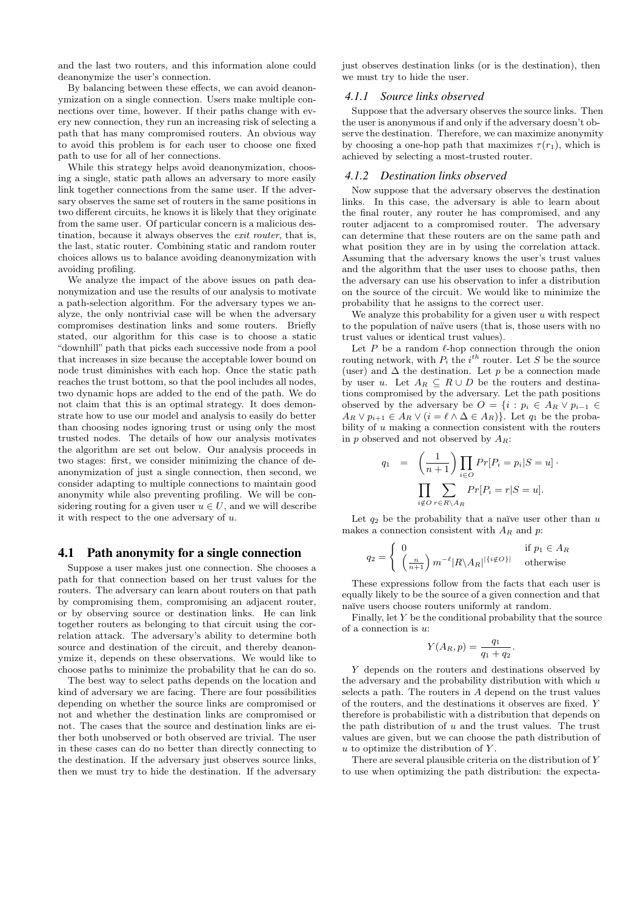and the last two routers, and this information alone could deanonymize the user's connection.

By balancing between these effects, we can avoid deanonymization on a single connection. Users make multiple connections over time, however. If their paths change with every new connection, they run an increasing risk of selecting a path that has many compromised routers. An obvious way to avoid this problem is for each user to choose one fixed path to use for all of her connections.

While this strategy helps avoid deanonymization, choosing a single, static path allows an adversary to more easily link together connections from the same user. If the adversary observes the same set of routers in the same positions in two different circuits, he knows it is likely that they originate from the same user. Of particular concern is a malicious destination, because it always observes the *exit router*, that is, the last, static router. Combining static and random router choices allows us to balance avoiding deanonymization with avoiding profiling.

We analyze the impact of the above issues on path deanonymization and use the results of our analysis to motivate a path-selection algorithm. For the adversary types we analyze, the only nontrivial case will be when the adversary compromises destination links and some routers. Briefly stated, our algorithm for this case is to choose a static "downhill" path that picks each successive node from a pool that increases in size because the acceptable lower bound on node trust diminishes with each hop. Once the static path reaches the trust bottom, so that the pool includes all nodes, two dynamic hops are added to the end of the path. We do not claim that this is an optimal strategy. It does demonstrate how to use our model and analysis to easily do better than choosing nodes ignoring trust or using only the most trusted nodes. The details of how our analysis motivates the algorithm are set out below. Our analysis proceeds in two stages: first, we consider minimizing the chance of deanonymization of just a single connection, then second, we consider adapting to multiple connections to maintain good anonymity while also preventing profiling. We will be considering routing for a given user $u \in U$, and we will describe it with respect to the one adversary of $u$.

## 4.1 Path anonymity for a single connection

Suppose a user makes just one connection. She chooses a path for that connection based on her trust values for the routers. The adversary can learn about routers on that path by compromising them, compromising an adjacent router, or by observing source or destination links. He can link together routers as belonging to that circuit using the correlation attack. The adversary's ability to determine both source and destination of the circuit, and thereby deanonymize it, depends on these observations. We would like to choose paths to minimize the probability that he can do so.

The best way to select paths depends on the location and kind of adversary we are facing. There are four possibilities depending on whether the source links are compromised or not and whether the destination links are compromised or not. The cases that the source and destination links are either both unobserved or both observed are trivial. The user in these cases can do no better than directly connecting to the destination. If the adversary just observes source links, then we must try to hide the destination. If the adversary just observes destination links (or is the destination), then we must try to hide the user.

### 4.1.1 Source links observed

Suppose that the adversary observes the source links. Then the user is anonymous if and only if the adversary doesn't observe the destination. Therefore, we can maximize anonymity by choosing a one-hop path that maximizes $\tau(r_1)$, which is achieved by selecting a most-trusted router.

### 4.1.2 Destination links observed

Now suppose that the adversary observes the destination links. In this case, the adversary is able to learn about the final router, any router he has compromised, and any router adjacent to a compromised router. The adversary can determine that these routers are on the same path and what position they are in by using the correlation attack. Assuming that the adversary knows the user's trust values and the algorithm that the user uses to choose paths, then the adversary can use his observation to infer a distribution on the source of the circuit. We would like to minimize the probability that he assigns to the correct user.

We analyze this probability for a given user $u$ with respect to the population of naïve users (that is, those users with no trust values or identical trust values).

Let $P$ be a random $\ell$-hop connection through the onion routing network, with $P_i$ the $i^{th}$ router. Let $S$ be the source (user) and $\Delta$ the destination. Let $p$ be a connection made by user $u$. Let $A_R \subseteq R \cup D$ be the routers and destinations compromised by the adversary. Let the path positions observed by the adversary be $O = \{i : p_i \in A_R \vee p_{i-1} \in A_R \vee p_{i+1} \in A_R \vee (i = \ell \wedge \Delta \in A_R)\}$. Let $q_1$ be the probability of $u$ making a connection consistent with the routers in $p$ observed and not observed by $A_R$:

$$q_1 = \left(\frac{1}{n+1}\right) \prod_{i \in O} Pr[P_i = p_i | S = u] \cdot \prod_{i \notin O} \sum_{r \in R \setminus A_R} Pr[P_i = r | S = u].$$

Let $q_2$ be the probability that a naïve user other than $u$ makes a connection consistent with $A_R$ and $p$:

$$q_2 = \begin{cases} 0 & \text{if } p_1 \in A_R \\ \left(\frac{n}{n+1}\right) m^{-\ell} |R \setminus A_R|^{|\{i \notin O\}|} & \text{otherwise} \end{cases}$$

These expressions follow from the facts that each user is equally likely to be the source of a given connection and that naïve users choose routers uniformly at random.

Finally, let $Y$ be the conditional probability that the source of a connection is $u$:

$$Y(A_R, p) = \frac{q_1}{q_1 + q_2}.$$

$Y$ depends on the routers and destinations observed by the adversary and the probability distribution with which $u$ selects a path. The routers in $A$ depend on the trust values of the routers, and the destinations it observes are fixed. $Y$ therefore is probabilistic with a distribution that depends on the path distribution of $u$ and the trust values. The trust values are given, but we can choose the path distribution of $u$ to optimize the distribution of $Y$.

There are several plausible criteria on the distribution of $Y$ to use when optimizing the path distribution: the expecta-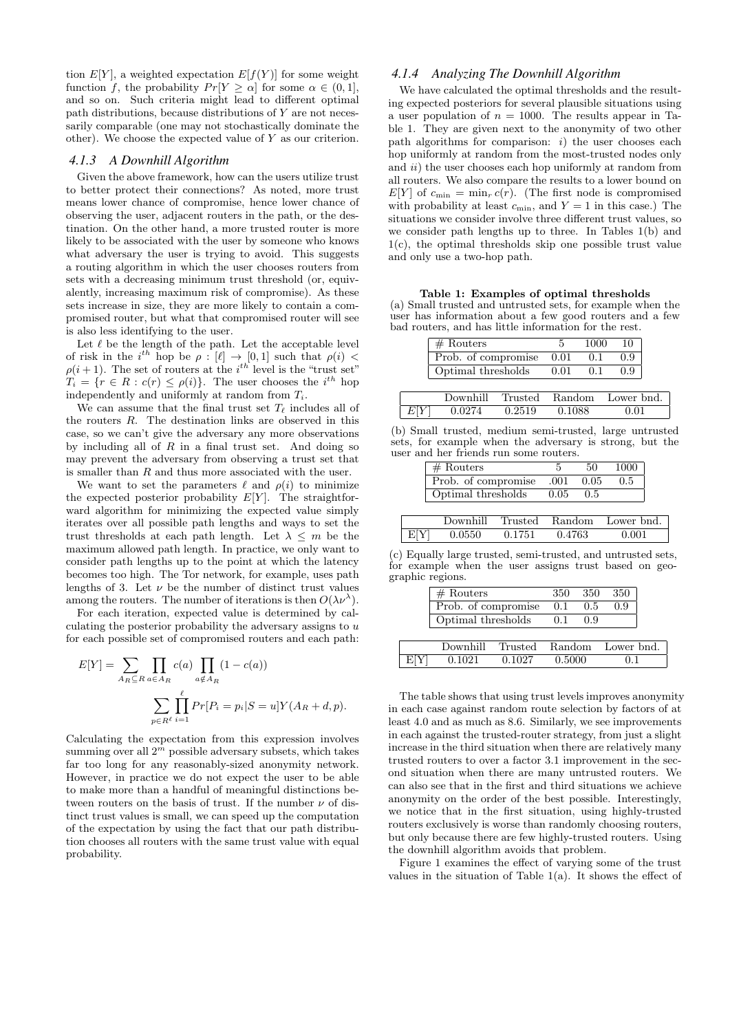tion $E[Y]$, a weighted expectation $E[f(Y)]$ for some weight function $f$, the probability $Pr[Y \geq \alpha]$ for some $\alpha \in (0, 1]$, and so on. Such criteria might lead to different optimal path distributions, because distributions of $Y$ are not necessarily comparable (one may not stochastically dominate the other). We choose the expected value of $Y$ as our criterion.

### 4.1.3 A Downhill Algorithm

Given the above framework, how can the users utilize trust to better protect their connections? As noted, more trust means lower chance of compromise, hence lower chance of observing the user, adjacent routers in the path, or the destination. On the other hand, a more trusted router is more likely to be associated with the user by someone who knows what adversary the user is trying to avoid. This suggests a routing algorithm in which the user chooses routers from sets with a decreasing minimum trust threshold (or, equivalently, increasing maximum risk of compromise). As these sets increase in size, they are more likely to contain a compromised router, but what that compromised router will see is also less identifying to the user.

Let $\ell$ be the length of the path. Let the acceptable level of risk in the $i^{th}$ hop be $\rho : [\ell] \to [0, 1]$ such that $\rho(i) < \rho(i + 1)$. The set of routers at the $i^{th}$ level is the "trust set" $T_i = \{r \in R : c(r) \leq \rho(i)\}$. The user chooses the $i^{th}$ hop independently and uniformly at random from $T_i$.

We can assume that the final trust set $T_\ell$ includes all of the routers $R$. The destination links are observed in this case, so we can't give the adversary any more observations by including all of $R$ in a final trust set. And doing so may prevent the adversary from observing a trust set that is smaller than $R$ and thus more associated with the user.

We want to set the parameters $\ell$ and $\rho(i)$ to minimize the expected posterior probability $E[Y]$. The straightforward algorithm for minimizing the expected value simply iterates over all possible path lengths and ways to set the trust thresholds at each path length. Let $\lambda \leq m$ be the maximum allowed path length. In practice, we only want to consider path lengths up to the point at which the latency becomes too high. The Tor network, for example, uses path lengths of 3. Let $\nu$ be the number of distinct trust values among the routers. The number of iterations is then $O(\lambda\nu^\lambda)$.

For each iteration, expected value is determined by calculating the posterior probability the adversary assigns to $u$ for each possible set of compromised routers and each path:

$$E[Y] = \sum_{A_R \subseteq R} \prod_{a \in A_R} c(a) \prod_{a \notin A_R} (1 - c(a)) \sum_{p \in R^\ell} \prod_{i=1}^{\ell} Pr[P_i = p_i | S = u] Y(A_R + d, p).$$

Calculating the expectation from this expression involves summing over all $2^m$ possible adversary subsets, which takes far too long for any reasonably-sized anonymity network. However, in practice we do not expect the user to be able to make more than a handful of meaningful distinctions between routers on the basis of trust. If the number $\nu$ of distinct trust values is small, we can speed up the computation of the expectation by using the fact that our path distribution chooses all routers with the same trust value with equal probability.

### 4.1.4 Analyzing The Downhill Algorithm

We have calculated the optimal thresholds and the resulting expected posteriors for several plausible situations using a user population of $n = 1000$. The results appear in Table 1. They are given next to the anonymity of two other path algorithms for comparison: *i*) the user chooses each hop uniformly at random from the most-trusted nodes only and *ii*) the user chooses each hop uniformly at random from all routers. We also compare the results to a lower bound on $E[Y]$ of $c_{\min} = \min_r c(r)$. (The first node is compromised with probability at least $c_{\min}$, and $Y = 1$ in this case.) The situations we consider involve three different trust values, so we consider path lengths up to three. In Tables 1(b) and 1(c), the optimal thresholds skip one possible trust value and only use a two-hop path.

**Table 1: Examples of optimal thresholds**

(a) Small trusted and untrusted sets, for example when the user has information about a few good routers and a few bad routers, and has little information for the rest.

| # Routers | 5 | 1000 | 10 |
|---|---|---|---|
| Prob. of compromise | 0.01 | 0.1 | 0.9 |
| Optimal thresholds | 0.01 | 0.1 | 0.9 |

| | Downhill | Trusted | Random | Lower bnd. |
|---|---|---|---|---|
| $E[Y]$ | 0.0274 | 0.2519 | 0.1088 | 0.01 |

(b) Small trusted, medium semi-trusted, large untrusted sets, for example when the adversary is strong, but the user and her friends run some routers.

| # Routers | 5 | 50 | 1000 |
|---|---|---|---|
| Prob. of compromise | .001 | 0.05 | 0.5 |
| Optimal thresholds | 0.05 | 0.5 | |

| | Downhill | Trusted | Random | Lower bnd. |
|---|---|---|---|---|
| E[Y] | 0.0550 | 0.1751 | 0.4763 | 0.001 |

(c) Equally large trusted, semi-trusted, and untrusted sets, for example when the user assigns trust based on geographic regions.

| # Routers | 350 | 350 | 350 |
|---|---|---|---|
| Prob. of compromise | 0.1 | 0.5 | 0.9 |
| Optimal thresholds | 0.1 | 0.9 | |

| | Downhill | Trusted | Random | Lower bnd. |
|---|---|---|---|---|
| E[Y] | 0.1021 | 0.1027 | 0.5000 | 0.1 |

The table shows that using trust levels improves anonymity in each case against random route selection by factors of at least 4.0 and as much as 8.6. Similarly, we see improvements in each against the trusted-router strategy, from just a slight increase in the third situation when there are relatively many trusted routers to over a factor 3.1 improvement in the second situation when there are many untrusted routers. We can also see that in the first and third situations we achieve anonymity on the order of the best possible. Interestingly, we notice that in the first situation, using highly-trusted routers exclusively is worse than randomly choosing routers, but only because there are few highly-trusted routers. Using the downhill algorithm avoids that problem.

Figure 1 examines the effect of varying some of the trust values in the situation of Table 1(a). It shows the effect of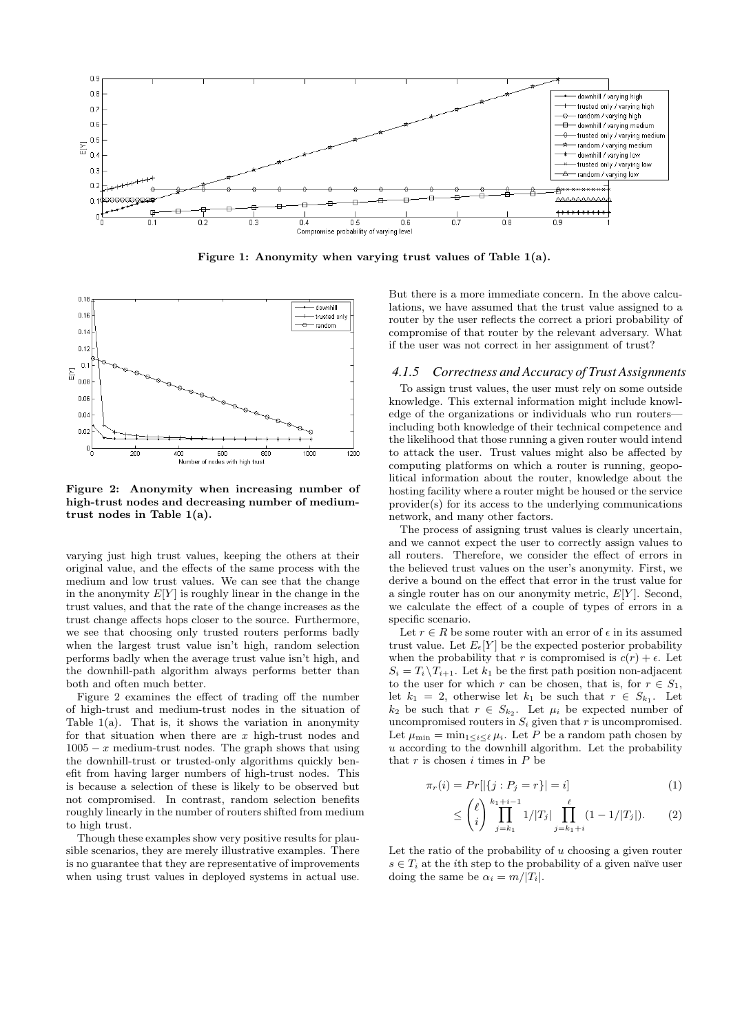0.9
0.8
0.7
0.6
0.5
0.4
0.3
0.2
0.1
0
E[Y]
0 0.1 0.2 0.3 0.4 0.5 0.6 0.7 0.8 0.9 1
Compromise probability of varying level

downhill / varying high
trusted only / varying high
random / varying high
downhill / varying medium
trusted only / varying medium
random / varying medium
downhill / varying low
trusted only / varying low
random / varying low

**Figure 1: Anonymity when varying trust values of Table 1(a).**

0.18
0.16
0.14
0.12
0.1
0.08
0.06
0.04
0.02
0
E[Y]
0 200 400 600 800 1000 1200
Number of nodes with high trust

downhill
trusted only
random

**Figure 2: Anonymity when increasing number of high-trust nodes and decreasing number of medium-trust nodes in Table 1(a).**

varying just high trust values, keeping the others at their original value, and the effects of the same process with the medium and low trust values. We can see that the change in the anonymity $E[Y]$ is roughly linear in the change in the trust values, and that the rate of the change increases as the trust change affects hops closer to the source. Furthermore, we see that choosing only trusted routers performs badly when the largest trust value isn't high, random selection performs badly when the average trust value isn't high, and the downhill-path algorithm always performs better than both and often much better.

Figure 2 examines the effect of trading off the number of high-trust and medium-trust nodes in the situation of Table 1(a). That is, it shows the variation in anonymity for that situation when there are $x$ high-trust nodes and $1005 - x$ medium-trust nodes. The graph shows that using the downhill-trust or trusted-only algorithms quickly benefit from having larger numbers of high-trust nodes. This is because a selection of these is likely to be observed but not compromised. In contrast, random selection benefits roughly linearly in the number of routers shifted from medium to high trust.

Though these examples show very positive results for plausible scenarios, they are merely illustrative examples. There is no guarantee that they are representative of improvements when using trust values in deployed systems in actual use.

But there is a more immediate concern. In the above calculations, we have assumed that the trust value assigned to a router by the user reflects the correct a priori probability of compromise of that router by the relevant adversary. What if the user was not correct in her assignment of trust?

### *4.1.5 Correctness and Accuracy of Trust Assignments*

To assign trust values, the user must rely on some outside knowledge. This external information might include knowledge of the organizations or individuals who run routers—including both knowledge of their technical competence and the likelihood that those running a given router would intend to attack the user. Trust values might also be affected by computing platforms on which a router is running, geopolitical information about the router, knowledge about the hosting facility where a router might be housed or the service provider(s) for its access to the underlying communications network, and many other factors.

The process of assigning trust values is clearly uncertain, and we cannot expect the user to correctly assign values to all routers. Therefore, we consider the effect of errors in the believed trust values on the user's anonymity. First, we derive a bound on the effect that error in the trust value for a single router has on our anonymity metric, $E[Y]$. Second, we calculate the effect of a couple of types of errors in a specific scenario.

Let $r \in R$ be some router with an error of $\epsilon$ in its assumed trust value. Let $E_\epsilon[Y]$ be the expected posterior probability when the probability that $r$ is compromised is $c(r) + \epsilon$. Let $S_i = T_i \setminus T_{i+1}$. Let $k_1$ be the first path position non-adjacent to the user for which $r$ can be chosen, that is, for $r \in S_1$, let $k_1 = 2$, otherwise let $k_1$ be such that $r \in S_{k_1}$. Let $k_2$ be such that $r \in S_{k_2}$. Let $\mu_i$ be expected number of uncompromised routers in $S_i$ given that $r$ is uncompromised. Let $\mu_{\min} = \min_{1 \le i \le \ell} \mu_i$. Let $P$ be a random path chosen by $u$ according to the downhill algorithm. Let the probability that $r$ is chosen $i$ times in $P$ be

$$\pi_r(i) = Pr[|\{j : P_j = r\}| = i] \tag{1}$$

$$\le \binom{\ell}{i} \prod_{j=k_1}^{k_1+i-1} 1/|T_j| \prod_{j=k_1+i}^{\ell} (1 - 1/|T_j|). \tag{2}$$

Let the ratio of the probability of $u$ choosing a given router $s \in T_i$ at the $i$th step to the probability of a given naïve user doing the same be $\alpha_i = m/|T_i|$.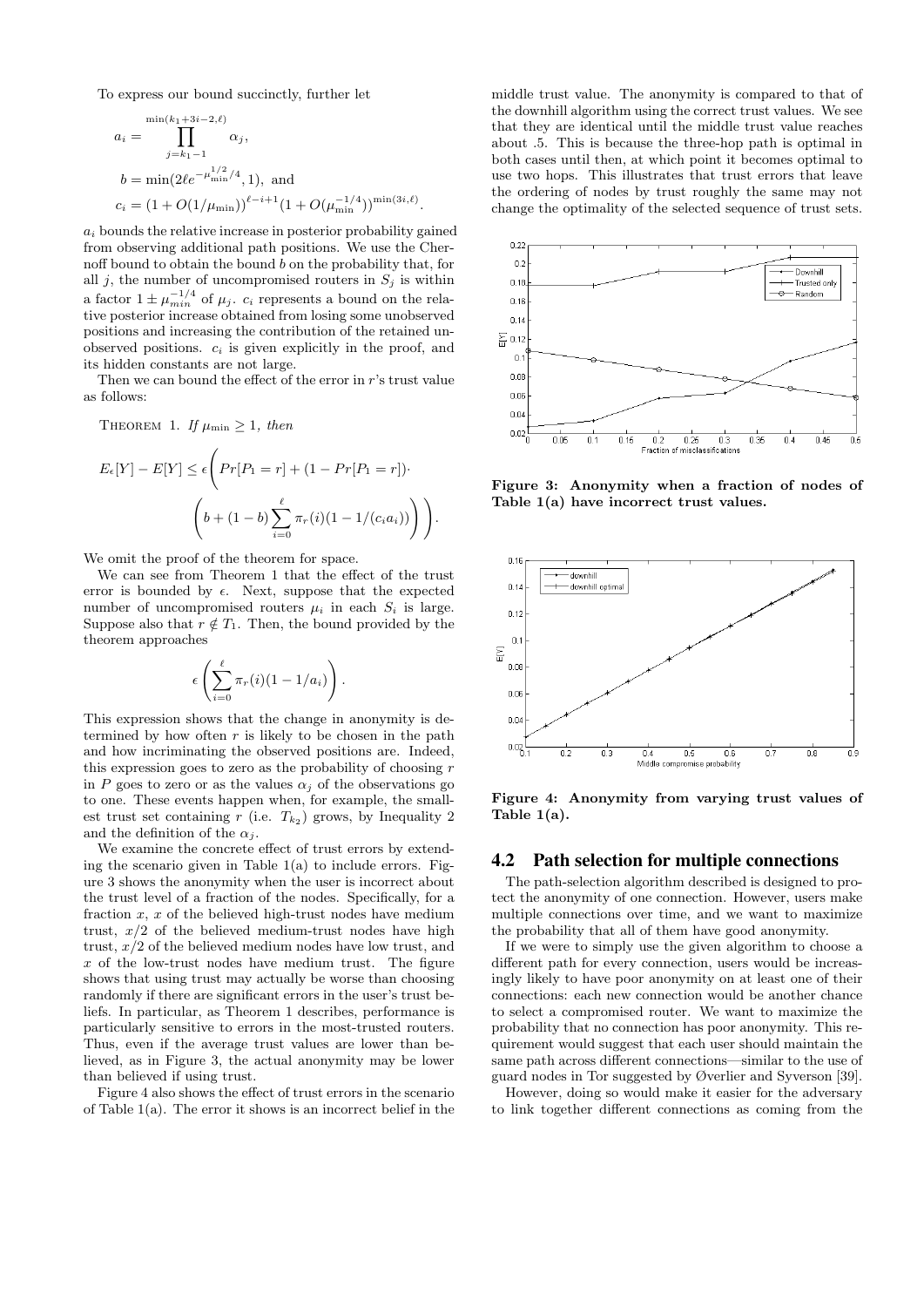To express our bound succinctly, further let

$$a_i = \prod_{j=k_1-1}^{\min(k_1+3i-2,\ell)} \alpha_j,$$

$$b = \min(2\ell e^{-\mu_{\min}^{1/2}/4}, 1), \text{ and}$$

$$c_i = (1 + O(1/\mu_{\min}))^{\ell-i+1}(1 + O(\mu_{\min}^{-1/4}))^{\min(3i,\ell)}.$$

$a_i$ bounds the relative increase in posterior probability gained from observing additional path positions. We use the Chernoff bound to obtain the bound $b$ on the probability that, for all $j$, the number of uncompromised routers in $S_j$ is within a factor $1 \pm \mu_{min}^{-1/4}$ of $\mu_j$. $c_i$ represents a bound on the relative posterior increase obtained from losing some unobserved positions and increasing the contribution of the retained unobserved positions. $c_i$ is given explicitly in the proof, and its hidden constants are not large.

Then we can bound the effect of the error in $r$'s trust value as follows:

THEOREM 1. *If $\mu_{\min} \geq 1$, then*

$$E_\epsilon[Y] - E[Y] \leq \epsilon \Bigg( Pr[P_1 = r] + (1 - Pr[P_1 = r]) \cdot \left( b + (1-b) \sum_{i=0}^{\ell} \pi_r(i)(1 - 1/(c_i a_i)) \right) \Bigg).$$

We omit the proof of the theorem for space.

We can see from Theorem 1 that the effect of the trust error is bounded by $\epsilon$. Next, suppose that the expected number of uncompromised routers $\mu_i$ in each $S_i$ is large. Suppose also that $r \notin T_1$. Then, the bound provided by the theorem approaches

$$\epsilon \left( \sum_{i=0}^{\ell} \pi_r(i)(1 - 1/a_i) \right).$$

This expression shows that the change in anonymity is determined by how often $r$ is likely to be chosen in the path and how incriminating the observed positions are. Indeed, this expression goes to zero as the probability of choosing $r$ in $P$ goes to zero or as the values $\alpha_j$ of the observations go to one. These events happen when, for example, the smallest trust set containing $r$ (i.e. $T_{k_2}$) grows, by Inequality 2 and the definition of the $\alpha_j$.

We examine the concrete effect of trust errors by extending the scenario given in Table 1(a) to include errors. Figure 3 shows the anonymity when the user is incorrect about the trust level of a fraction of the nodes. Specifically, for a fraction $x$, $x$ of the believed high-trust nodes have medium trust, $x/2$ of the believed medium-trust nodes have high trust, $x/2$ of the believed medium nodes have low trust, and $x$ of the low-trust nodes have medium trust. The figure shows that using trust may actually be worse than choosing randomly if there are significant errors in the user's trust beliefs. In particular, as Theorem 1 describes, performance is particularly sensitive to errors in the most-trusted routers. Thus, even if the average trust values are lower than believed, as in Figure 3, the actual anonymity may be lower than believed if using trust.

Figure 4 also shows the effect of trust errors in the scenario of Table 1(a). The error it shows is an incorrect belief in the middle trust value. The anonymity is compared to that of the downhill algorithm using the correct trust values. We see that they are identical until the middle trust value reaches about .5. This is because the three-hop path is optimal in both cases until then, at which point it becomes optimal to use two hops. This illustrates that trust errors that leave the ordering of nodes by trust roughly the same may not change the optimality of the selected sequence of trust sets.

**Figure 3: Anonymity when a fraction of nodes of Table 1(a) have incorrect trust values.**

**Figure 4: Anonymity from varying trust values of Table 1(a).**

## 4.2 Path selection for multiple connections

The path-selection algorithm described is designed to protect the anonymity of one connection. However, users make multiple connections over time, and we want to maximize the probability that all of them have good anonymity.

If we were to simply use the given algorithm to choose a different path for every connection, users would be increasingly likely to have poor anonymity on at least one of their connections: each new connection would be another chance to select a compromised router. We want to maximize the probability that no connection has poor anonymity. This requirement would suggest that each user should maintain the same path across different connections—similar to the use of guard nodes in Tor suggested by Øverlier and Syverson [39].

However, doing so would make it easier for the adversary to link together different connections as coming from the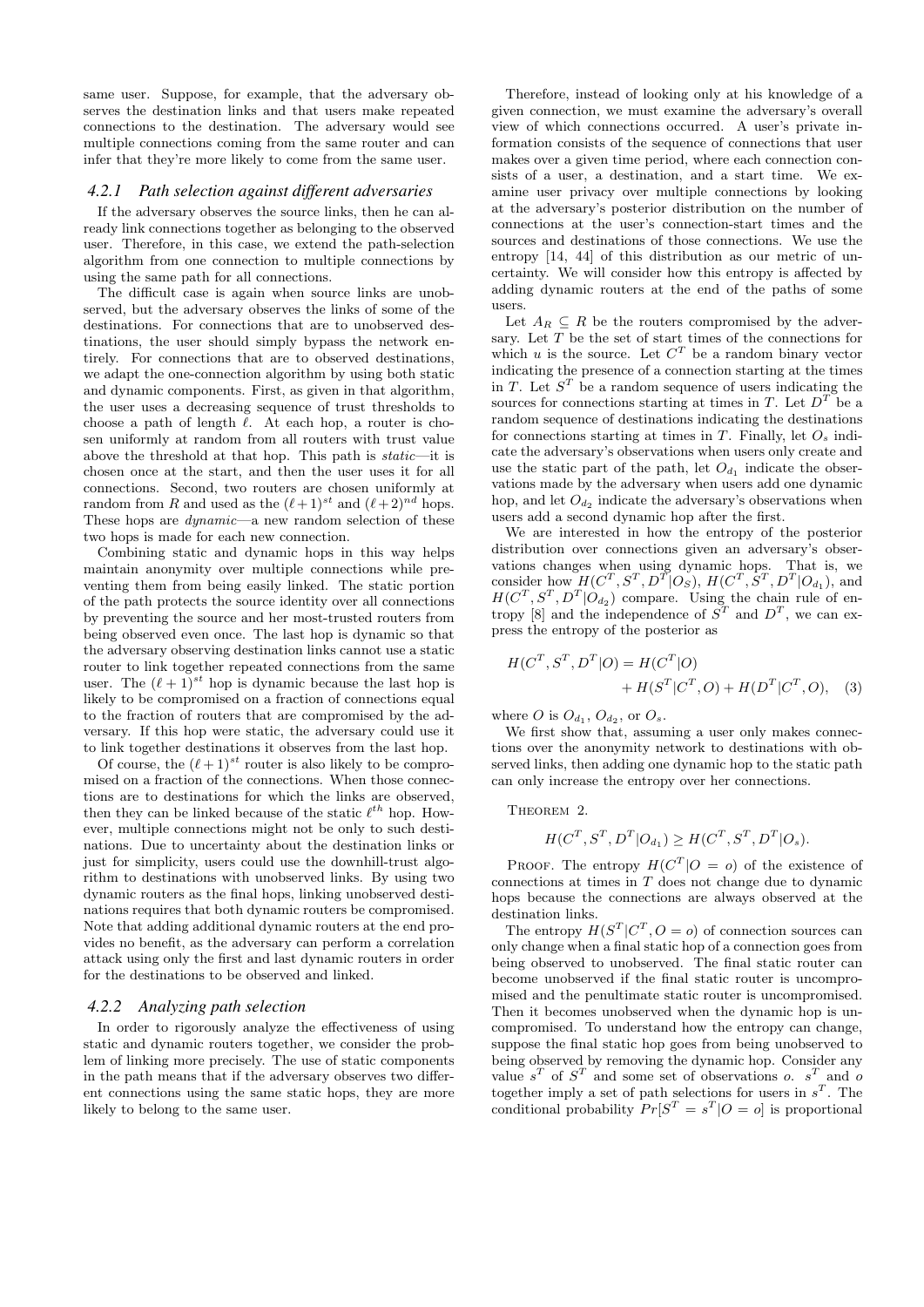same user. Suppose, for example, that the adversary observes the destination links and that users make repeated connections to the destination. The adversary would see multiple connections coming from the same router and can infer that they're more likely to come from the same user.

### *4.2.1 Path selection against different adversaries*

If the adversary observes the source links, then he can already link connections together as belonging to the observed user. Therefore, in this case, we extend the path-selection algorithm from one connection to multiple connections by using the same path for all connections.

The difficult case is again when source links are unobserved, but the adversary observes the links of some of the destinations. For connections that are to unobserved destinations, the user should simply bypass the network entirely. For connections that are to observed destinations, we adapt the one-connection algorithm by using both static and dynamic components. First, as given in that algorithm, the user uses a decreasing sequence of trust thresholds to choose a path of length $\ell$. At each hop, a router is chosen uniformly at random from all routers with trust value above the threshold at that hop. This path is *static*—it is chosen once at the start, and then the user uses it for all connections. Second, two routers are chosen uniformly at random from $R$ and used as the $(\ell+1)^{st}$ and $(\ell+2)^{nd}$ hops. These hops are *dynamic*—a new random selection of these two hops is made for each new connection.

Combining static and dynamic hops in this way helps maintain anonymity over multiple connections while preventing them from being easily linked. The static portion of the path protects the source identity over all connections by preventing the source and her most-trusted routers from being observed even once. The last hop is dynamic so that the adversary observing destination links cannot use a static router to link together repeated connections from the same user. The $(\ell+1)^{st}$ hop is dynamic because the last hop is likely to be compromised on a fraction of connections equal to the fraction of routers that are compromised by the adversary. If this hop were static, the adversary could use it to link together destinations it observes from the last hop.

Of course, the $(\ell+1)^{st}$ router is also likely to be compromised on a fraction of the connections. When those connections are to destinations for which the links are observed, then they can be linked because of the static $\ell^{th}$ hop. However, multiple connections might not be only to such destinations. Due to uncertainty about the destination links or just for simplicity, users could use the downhill-trust algorithm to destinations with unobserved links. By using two dynamic routers as the final hops, linking unobserved destinations requires that both dynamic routers be compromised. Note that adding additional dynamic routers at the end provides no benefit, as the adversary can perform a correlation attack using only the first and last dynamic routers in order for the destinations to be observed and linked.

### *4.2.2 Analyzing path selection*

In order to rigorously analyze the effectiveness of using static and dynamic routers together, we consider the problem of linking more precisely. The use of static components in the path means that if the adversary observes two different connections using the same static hops, they are more likely to belong to the same user.

Therefore, instead of looking only at his knowledge of a given connection, we must examine the adversary's overall view of which connections occurred. A user's private information consists of the sequence of connections that user makes over a given time period, where each connection consists of a user, a destination, and a start time. We examine user privacy over multiple connections by looking at the adversary's posterior distribution on the number of connections at the user's connection-start times and the sources and destinations of those connections. We use the entropy [14, 44] of this distribution as our metric of uncertainty. We will consider how this entropy is affected by adding dynamic routers at the end of the paths of some users.

Let $A_R \subseteq R$ be the routers compromised by the adversary. Let $T$ be the set of start times of the connections for which $u$ is the source. Let $C^T$ be a random binary vector indicating the presence of a connection starting at the times in $T$. Let $S^T$ be a random sequence of users indicating the sources for connections starting at times in $T$. Let $D^T$ be a random sequence of destinations indicating the destinations for connections starting at times in $T$. Finally, let $O_s$ indicate the adversary's observations when users only create and use the static part of the path, let $O_{d_1}$ indicate the observations made by the adversary when users add one dynamic hop, and let $O_{d_2}$ indicate the adversary's observations when users add a second dynamic hop after the first.

We are interested in how the entropy of the posterior distribution over connections given an adversary's observations changes when using dynamic hops. That is, we consider how $H(C^T,S^T,D^T|O_S)$, $H(C^T,S^T,D^T|O_{d_1})$, and $H(C^T,S^T,D^T|O_{d_2})$ compare. Using the chain rule of entropy [8] and the independence of $S^T$ and $D^T$, we can express the entropy of the posterior as

$$H(C^T,S^T,D^T|O) = H(C^T|O) + H(S^T|C^T,O) + H(D^T|C^T,O), \quad (3)$$

where $O$ is $O_{d_1}$, $O_{d_2}$, or $O_s$.

We first show that, assuming a user only makes connections over the anonymity network to destinations with observed links, then adding one dynamic hop to the static path can only increase the entropy over her connections.

THEOREM 2.

$$H(C^T,S^T,D^T|O_{d_1}) \geq H(C^T,S^T,D^T|O_s).$$

PROOF. The entropy $H(C^T|O=o)$ of the existence of connections at times in $T$ does not change due to dynamic hops because the connections are always observed at the destination links.

The entropy $H(S^T|C^T,O=o)$ of connection sources can only change when a final static hop of a connection goes from being observed to unobserved. The final static router can become unobserved if the final static router is uncompromised and the penultimate static router is uncompromised. Then it becomes unobserved when the dynamic hop is uncompromised. To understand how the entropy can change, suppose the final static hop goes from being unobserved to being observed by removing the dynamic hop. Consider any value $s^T$ of $S^T$ and some set of observations $o$. $s^T$ and $o$ together imply a set of path selections for users in $s^T$. The conditional probability $Pr[S^T=s^T|O=o]$ is proportional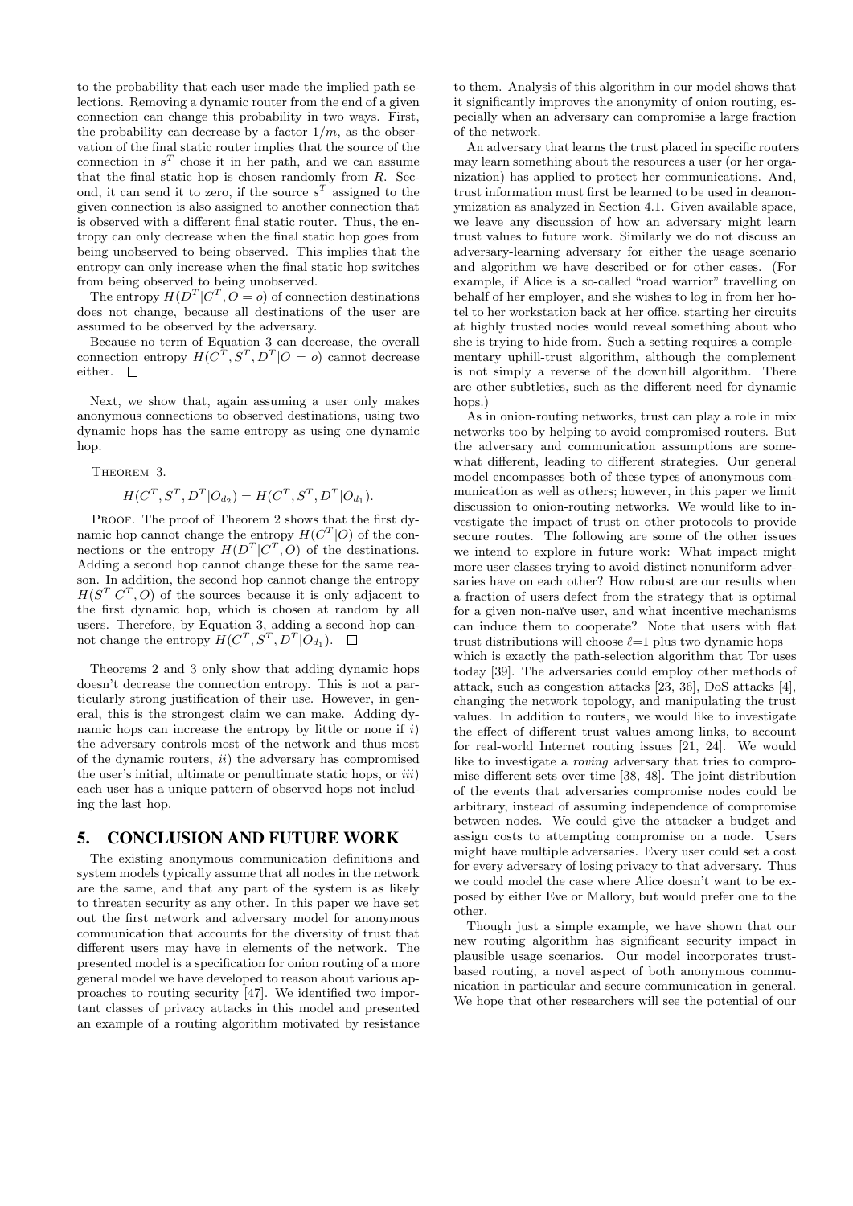to the probability that each user made the implied path selections. Removing a dynamic router from the end of a given connection can change this probability in two ways. First, the probability can decrease by a factor $1/m$, as the observation of the final static router implies that the source of the connection in $s^T$ chose it in her path, and we can assume that the final static hop is chosen randomly from $R$. Second, it can send it to zero, if the source $s^T$ assigned to the given connection is also assigned to another connection that is observed with a different final static router. Thus, the entropy can only decrease when the final static hop goes from being unobserved to being observed. This implies that the entropy can only increase when the final static hop switches from being observed to being unobserved.

The entropy $H(D^T|C^T, O = o)$ of connection destinations does not change, because all destinations of the user are assumed to be observed by the adversary.

Because no term of Equation 3 can decrease, the overall connection entropy $H(C^T, S^T, D^T|O = o)$ cannot decrease either. □

Next, we show that, again assuming a user only makes anonymous connections to observed destinations, using two dynamic hops has the same entropy as using one dynamic hop.

THEOREM 3.

$$H(C^T, S^T, D^T|O_{d_2}) = H(C^T, S^T, D^T|O_{d_1}).$$

PROOF. The proof of Theorem 2 shows that the first dynamic hop cannot change the entropy $H(C^T|O)$ of the connections or the entropy $H(D^T|C^T, O)$ of the destinations. Adding a second hop cannot change these for the same reason. In addition, the second hop cannot change the entropy $H(S^T|C^T, O)$ of the sources because it is only adjacent to the first dynamic hop, which is chosen at random by all users. Therefore, by Equation 3, adding a second hop cannot change the entropy $H(C^T, S^T, D^T|O_{d_1})$. □

Theorems 2 and 3 only show that adding dynamic hops doesn't decrease the connection entropy. This is not a particularly strong justification of their use. However, in general, this is the strongest claim we can make. Adding dynamic hops can increase the entropy by little or none if *i*) the adversary controls most of the network and thus most of the dynamic routers, *ii*) the adversary has compromised the user's initial, ultimate or penultimate static hops, or *iii*) each user has a unique pattern of observed hops not including the last hop.

## 5. CONCLUSION AND FUTURE WORK

The existing anonymous communication definitions and system models typically assume that all nodes in the network are the same, and that any part of the system is as likely to threaten security as any other. In this paper we have set out the first network and adversary model for anonymous communication that accounts for the diversity of trust that different users may have in elements of the network. The presented model is a specification for onion routing of a more general model we have developed to reason about various approaches to routing security [47]. We identified two important classes of privacy attacks in this model and presented an example of a routing algorithm motivated by resistance to them. Analysis of this algorithm in our model shows that it significantly improves the anonymity of onion routing, especially when an adversary can compromise a large fraction of the network.

An adversary that learns the trust placed in specific routers may learn something about the resources a user (or her organization) has applied to protect her communications. And, trust information must first be learned to be used in deanonymization as analyzed in Section 4.1. Given available space, we leave any discussion of how an adversary might learn trust values to future work. Similarly we do not discuss an adversary-learning adversary for either the usage scenario and algorithm we have described or for other cases. (For example, if Alice is a so-called "road warrior" travelling on behalf of her employer, and she wishes to log in from her hotel to her workstation back at her office, starting her circuits at highly trusted nodes would reveal something about who she is trying to hide from. Such a setting requires a complementary uphill-trust algorithm, although the complement is not simply a reverse of the downhill algorithm. There are other subtleties, such as the different need for dynamic hops.)

As in onion-routing networks, trust can play a role in mix networks too by helping to avoid compromised routers. But the adversary and communication assumptions are somewhat different, leading to different strategies. Our general model encompasses both of these types of anonymous communication as well as others; however, in this paper we limit discussion to onion-routing networks. We would like to investigate the impact of trust on other protocols to provide secure routes. The following are some of the other issues we intend to explore in future work: What impact might more user classes trying to avoid distinct nonuniform adversaries have on each other? How robust are our results when a fraction of users defect from the strategy that is optimal for a given non-naïve user, and what incentive mechanisms can induce them to cooperate? Note that users with flat trust distributions will choose $\ell$=1 plus two dynamic hops—which is exactly the path-selection algorithm that Tor uses today [39]. The adversaries could employ other methods of attack, such as congestion attacks [23, 36], DoS attacks [4], changing the network topology, and manipulating the trust values. In addition to routers, we would like to investigate the effect of different trust values among links, to account for real-world Internet routing issues [21, 24]. We would like to investigate a *roving* adversary that tries to compromise different sets over time [38, 48]. The joint distribution of the events that adversaries compromise nodes could be arbitrary, instead of assuming independence of compromise between nodes. We could give the attacker a budget and assign costs to attempting compromise on a node. Users might have multiple adversaries. Every user could set a cost for every adversary of losing privacy to that adversary. Thus we could model the case where Alice doesn't want to be exposed by either Eve or Mallory, but would prefer one to the other.

Though just a simple example, we have shown that our new routing algorithm has significant security impact in plausible usage scenarios. Our model incorporates trust-based routing, a novel aspect of both anonymous communication in particular and secure communication in general. We hope that other researchers will see the potential of our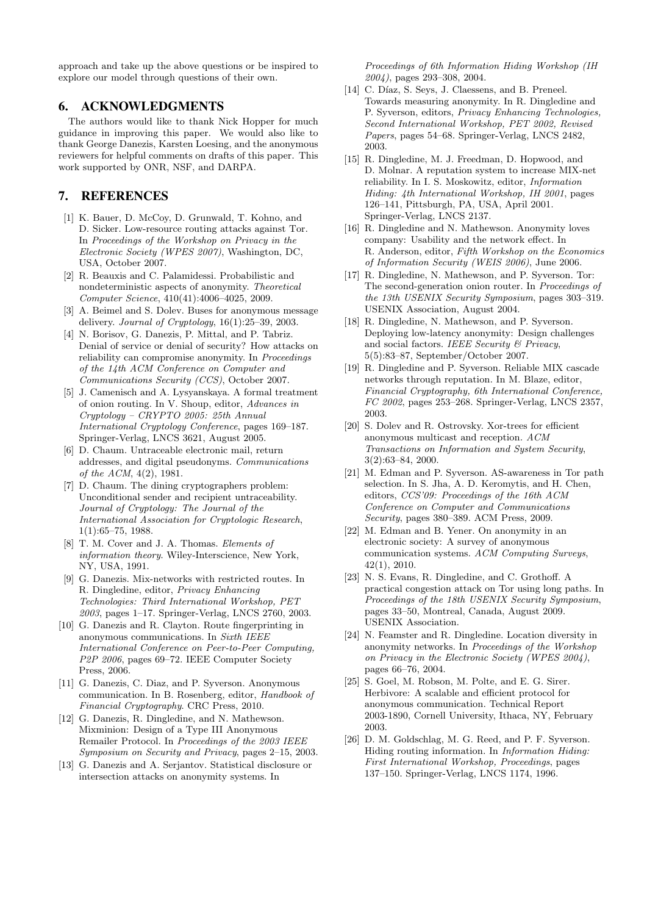approach and take up the above questions or be inspired to explore our model through questions of their own.

## 6. ACKNOWLEDGMENTS

The authors would like to thank Nick Hopper for much guidance in improving this paper. We would also like to thank George Danezis, Karsten Loesing, and the anonymous reviewers for helpful comments on drafts of this paper. This work supported by ONR, NSF, and DARPA.

## 7. REFERENCES

[1] K. Bauer, D. McCoy, D. Grunwald, T. Kohno, and D. Sicker. Low-resource routing attacks against Tor. In *Proceedings of the Workshop on Privacy in the Electronic Society (WPES 2007)*, Washington, DC, USA, October 2007.

[2] R. Beauxis and C. Palamidessi. Probabilistic and nondeterministic aspects of anonymity. *Theoretical Computer Science*, 410(41):4006–4025, 2009.

[3] A. Beimel and S. Dolev. Buses for anonymous message delivery. *Journal of Cryptology*, 16(1):25–39, 2003.

[4] N. Borisov, G. Danezis, P. Mittal, and P. Tabriz. Denial of service or denial of security? How attacks on reliability can compromise anonymity. In *Proceedings of the 14th ACM Conference on Computer and Communications Security (CCS)*, October 2007.

[5] J. Camenisch and A. Lysyanskaya. A formal treatment of onion routing. In V. Shoup, editor, *Advances in Cryptology – CRYPTO 2005: 25th Annual International Cryptology Conference*, pages 169–187. Springer-Verlag, LNCS 3621, August 2005.

[6] D. Chaum. Untraceable electronic mail, return addresses, and digital pseudonyms. *Communications of the ACM*, 4(2), 1981.

[7] D. Chaum. The dining cryptographers problem: Unconditional sender and recipient untraceability. *Journal of Cryptology: The Journal of the International Association for Cryptologic Research*, 1(1):65–75, 1988.

[8] T. M. Cover and J. A. Thomas. *Elements of information theory*. Wiley-Interscience, New York, NY, USA, 1991.

[9] G. Danezis. Mix-networks with restricted routes. In R. Dingledine, editor, *Privacy Enhancing Technologies: Third International Workshop, PET 2003*, pages 1–17. Springer-Verlag, LNCS 2760, 2003.

[10] G. Danezis and R. Clayton. Route fingerprinting in anonymous communications. In *Sixth IEEE International Conference on Peer-to-Peer Computing, P2P 2006*, pages 69–72. IEEE Computer Society Press, 2006.

[11] G. Danezis, C. Diaz, and P. Syverson. Anonymous communication. In B. Rosenberg, editor, *Handbook of Financial Cryptography*. CRC Press, 2010.

[12] G. Danezis, R. Dingledine, and N. Mathewson. Mixminion: Design of a Type III Anonymous Remailer Protocol. In *Proceedings of the 2003 IEEE Symposium on Security and Privacy*, pages 2–15, 2003.

[13] G. Danezis and A. Serjantov. Statistical disclosure or intersection attacks on anonymity systems. In *Proceedings of 6th Information Hiding Workshop (IH 2004)*, pages 293–308, 2004.

[14] C. Díaz, S. Seys, J. Claessens, and B. Preneel. Towards measuring anonymity. In R. Dingledine and P. Syverson, editors, *Privacy Enhancing Technologies, Second International Workshop, PET 2002, Revised Papers*, pages 54–68. Springer-Verlag, LNCS 2482, 2003.

[15] R. Dingledine, M. J. Freedman, D. Hopwood, and D. Molnar. A reputation system to increase MIX-net reliability. In I. S. Moskowitz, editor, *Information Hiding: 4th International Workshop, IH 2001*, pages 126–141, Pittsburgh, PA, USA, April 2001. Springer-Verlag, LNCS 2137.

[16] R. Dingledine and N. Mathewson. Anonymity loves company: Usability and the network effect. In R. Anderson, editor, *Fifth Workshop on the Economics of Information Security (WEIS 2006)*, June 2006.

[17] R. Dingledine, N. Mathewson, and P. Syverson. Tor: The second-generation onion router. In *Proceedings of the 13th USENIX Security Symposium*, pages 303–319. USENIX Association, August 2004.

[18] R. Dingledine, N. Mathewson, and P. Syverson. Deploying low-latency anonymity: Design challenges and social factors. *IEEE Security & Privacy*, 5(5):83–87, September/October 2007.

[19] R. Dingledine and P. Syverson. Reliable MIX cascade networks through reputation. In M. Blaze, editor, *Financial Cryptography, 6th International Conference, FC 2002*, pages 253–268. Springer-Verlag, LNCS 2357, 2003.

[20] S. Dolev and R. Ostrovsky. Xor-trees for efficient anonymous multicast and reception. *ACM Transactions on Information and System Security*, 3(2):63–84, 2000.

[21] M. Edman and P. Syverson. AS-awareness in Tor path selection. In S. Jha, A. D. Keromytis, and H. Chen, editors, *CCS'09: Proceedings of the 16th ACM Conference on Computer and Communications Security*, pages 380–389. ACM Press, 2009.

[22] M. Edman and B. Yener. On anonymity in an electronic society: A survey of anonymous communication systems. *ACM Computing Surveys*, 42(1), 2010.

[23] N. S. Evans, R. Dingledine, and C. Grothoff. A practical congestion attack on Tor using long paths. In *Proceedings of the 18th USENIX Security Symposium*, pages 33–50, Montreal, Canada, August 2009. USENIX Association.

[24] N. Feamster and R. Dingledine. Location diversity in anonymity networks. In *Proceedings of the Workshop on Privacy in the Electronic Society (WPES 2004)*, pages 66–76, 2004.

[25] S. Goel, M. Robson, M. Polte, and E. G. Sirer. Herbivore: A scalable and efficient protocol for anonymous communication. Technical Report 2003-1890, Cornell University, Ithaca, NY, February 2003.

[26] D. M. Goldschlag, M. G. Reed, and P. F. Syverson. Hiding routing information. In *Information Hiding: First International Workshop, Proceedings*, pages 137–150. Springer-Verlag, LNCS 1174, 1996.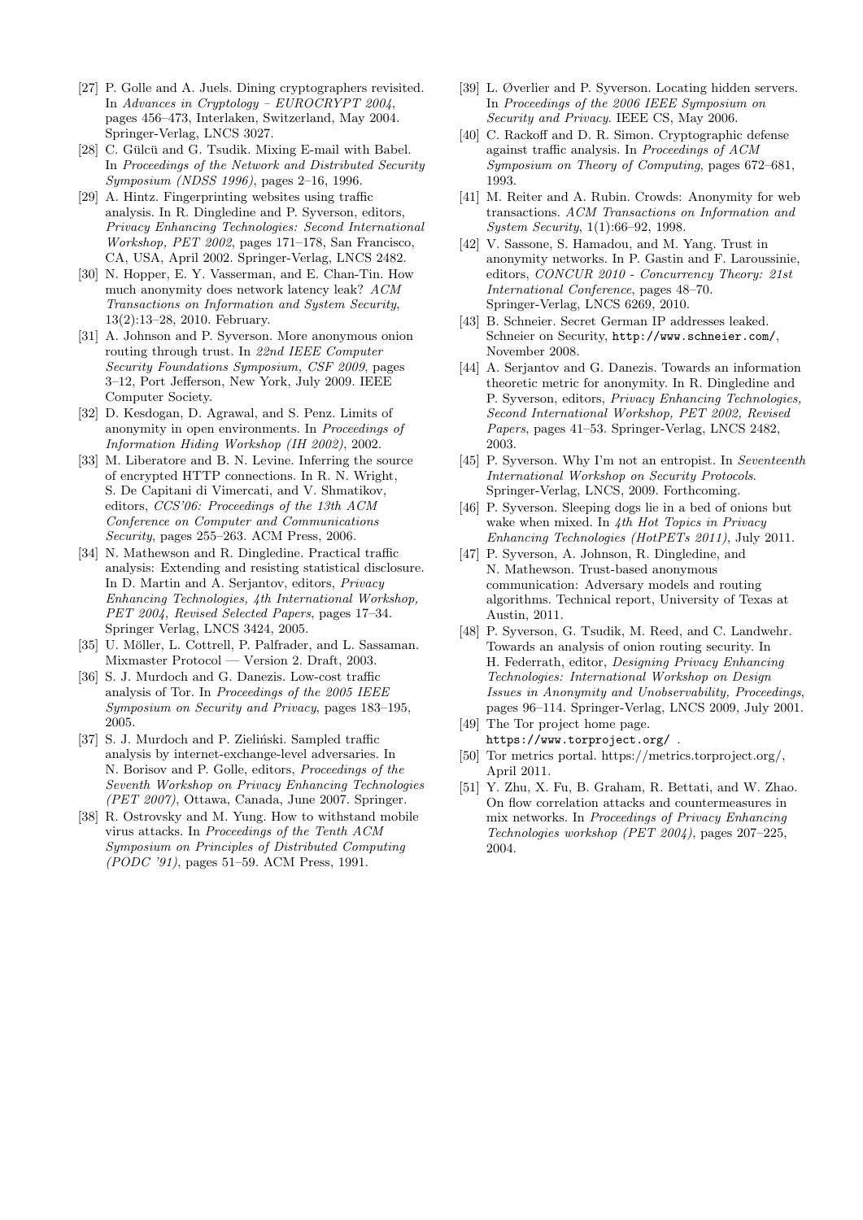- [27] P. Golle and A. Juels. Dining cryptographers revisited. In *Advances in Cryptology – EUROCRYPT 2004*, pages 456–473, Interlaken, Switzerland, May 2004. Springer-Verlag, LNCS 3027.
- [28] C. Gülcü and G. Tsudik. Mixing E-mail with Babel. In *Proceedings of the Network and Distributed Security Symposium (NDSS 1996)*, pages 2–16, 1996.
- [29] A. Hintz. Fingerprinting websites using traffic analysis. In R. Dingledine and P. Syverson, editors, *Privacy Enhancing Technologies: Second International Workshop, PET 2002*, pages 171–178, San Francisco, CA, USA, April 2002. Springer-Verlag, LNCS 2482.
- [30] N. Hopper, E. Y. Vasserman, and E. Chan-Tin. How much anonymity does network latency leak? *ACM Transactions on Information and System Security*, 13(2):13–28, 2010. February.
- [31] A. Johnson and P. Syverson. More anonymous onion routing through trust. In *22nd IEEE Computer Security Foundations Symposium, CSF 2009*, pages 3–12, Port Jefferson, New York, July 2009. IEEE Computer Society.
- [32] D. Kesdogan, D. Agrawal, and S. Penz. Limits of anonymity in open environments. In *Proceedings of Information Hiding Workshop (IH 2002)*, 2002.
- [33] M. Liberatore and B. N. Levine. Inferring the source of encrypted HTTP connections. In R. N. Wright, S. De Capitani di Vimercati, and V. Shmatikov, editors, *CCS'06: Proceedings of the 13th ACM Conference on Computer and Communications Security*, pages 255–263. ACM Press, 2006.
- [34] N. Mathewson and R. Dingledine. Practical traffic analysis: Extending and resisting statistical disclosure. In D. Martin and A. Serjantov, editors, *Privacy Enhancing Technologies, 4th International Workshop, PET 2004, Revised Selected Papers*, pages 17–34. Springer Verlag, LNCS 3424, 2005.
- [35] U. Möller, L. Cottrell, P. Palfrader, and L. Sassaman. Mixmaster Protocol — Version 2. Draft, 2003.
- [36] S. J. Murdoch and G. Danezis. Low-cost traffic analysis of Tor. In *Proceedings of the 2005 IEEE Symposium on Security and Privacy*, pages 183–195, 2005.
- [37] S. J. Murdoch and P. Zieliński. Sampled traffic analysis by internet-exchange-level adversaries. In N. Borisov and P. Golle, editors, *Proceedings of the Seventh Workshop on Privacy Enhancing Technologies (PET 2007)*, Ottawa, Canada, June 2007. Springer.
- [38] R. Ostrovsky and M. Yung. How to withstand mobile virus attacks. In *Proceedings of the Tenth ACM Symposium on Principles of Distributed Computing (PODC '91)*, pages 51–59. ACM Press, 1991.
- [39] L. Øverlier and P. Syverson. Locating hidden servers. In *Proceedings of the 2006 IEEE Symposium on Security and Privacy*. IEEE CS, May 2006.
- [40] C. Rackoff and D. R. Simon. Cryptographic defense against traffic analysis. In *Proceedings of ACM Symposium on Theory of Computing*, pages 672–681, 1993.
- [41] M. Reiter and A. Rubin. Crowds: Anonymity for web transactions. *ACM Transactions on Information and System Security*, 1(1):66–92, 1998.
- [42] V. Sassone, S. Hamadou, and M. Yang. Trust in anonymity networks. In P. Gastin and F. Laroussinie, editors, *CONCUR 2010 - Concurrency Theory: 21st International Conference*, pages 48–70. Springer-Verlag, LNCS 6269, 2010.
- [43] B. Schneier. Secret German IP addresses leaked. Schneier on Security, `http://www.schneier.com/`, November 2008.
- [44] A. Serjantov and G. Danezis. Towards an information theoretic metric for anonymity. In R. Dingledine and P. Syverson, editors, *Privacy Enhancing Technologies, Second International Workshop, PET 2002, Revised Papers*, pages 41–53. Springer-Verlag, LNCS 2482, 2003.
- [45] P. Syverson. Why I'm not an entropist. In *Seventeenth International Workshop on Security Protocols*. Springer-Verlag, LNCS, 2009. Forthcoming.
- [46] P. Syverson. Sleeping dogs lie in a bed of onions but wake when mixed. In *4th Hot Topics in Privacy Enhancing Technologies (HotPETs 2011)*, July 2011.
- [47] P. Syverson, A. Johnson, R. Dingledine, and N. Mathewson. Trust-based anonymous communication: Adversary models and routing algorithms. Technical report, University of Texas at Austin, 2011.
- [48] P. Syverson, G. Tsudik, M. Reed, and C. Landwehr. Towards an analysis of onion routing security. In H. Federrath, editor, *Designing Privacy Enhancing Technologies: International Workshop on Design Issues in Anonymity and Unobservability, Proceedings*, pages 96–114. Springer-Verlag, LNCS 2009, July 2001.
- [49] The Tor project home page. `https://www.torproject.org/` .
- [50] Tor metrics portal. https://metrics.torproject.org/, April 2011.
- [51] Y. Zhu, X. Fu, B. Graham, R. Bettati, and W. Zhao. On flow correlation attacks and countermeasures in mix networks. In *Proceedings of Privacy Enhancing Technologies workshop (PET 2004)*, pages 207–225, 2004.